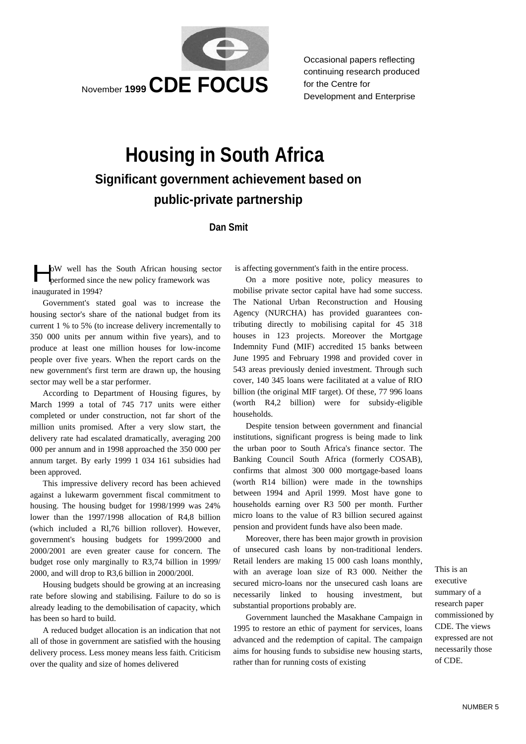November **1999** **CDE FOCUS**

Occasional papers reflecting continuing research produced for the Centre for Development and Enterprise

# Housing in South Africa

## Significant government achievement based on public-private partnership

**Dan Smit**

HoW well has the South African housing sector performed since the new policy framework was inaugurated in 1994?

Government's stated goal was to increase the housing sector's share of the national budget from its current 1 % to 5% (to increase delivery incrementally to 350 000 units per annum within five years), and to produce at least one million houses for low-income people over five years. When the report cards on the new government's first term are drawn up, the housing sector may well be a star performer.

According to Department of Housing figures, by March 1999 a total of 745 717 units were either completed or under construction, not far short of the million units promised. After a very slow start, the delivery rate had escalated dramatically, averaging 200 000 per annum and in 1998 approached the 350 000 per annum target. By early 1999 1 034 161 subsidies had been approved.

This impressive delivery record has been achieved against a lukewarm government fiscal commitment to housing. The housing budget for 1998/1999 was 24% lower than the 1997/1998 allocation of R4,8 billion (which included a Rl,76 billion rollover). However, government's housing budgets for 1999/2000 and 2000/2001 are even greater cause for concern. The budget rose only marginally to R3,74 billion in 1999/ 2000, and will drop to R3,6 billion in 2000/200l.

Housing budgets should be growing at an increasing rate before slowing and stabilising. Failure to do so is already leading to the demobilisation of capacity, which has been so hard to build.

A reduced budget allocation is an indication that not all of those in government are satisfied with the housing delivery process. Less money means less faith. Criticism over the quality and size of homes delivered is affecting government's faith in the entire process.

On a more positive note, policy measures to mobilise private sector capital have had some success. The National Urban Reconstruction and Housing Agency (NURCHA) has provided guarantees contributing directly to mobilising capital for 45 318 houses in 123 projects. Moreover the Mortgage Indemnity Fund (MIF) accredited 15 banks between June 1995 and February 1998 and provided cover in 543 areas previously denied investment. Through such cover, 140 345 loans were facilitated at a value of RIO billion (the original MIF target). Of these, 77 996 loans (worth R4,2 billion) were for subsidy-eligible households.

Despite tension between government and financial institutions, significant progress is being made to link the urban poor to South Africa's finance sector. The Banking Council South Africa (formerly COSAB), confirms that almost 300 000 mortgage-based loans (worth R14 billion) were made in the townships between 1994 and April 1999. Most have gone to households earning over R3 500 per month. Further micro loans to the value of R3 billion secured against pension and provident funds have also been made.

Moreover, there has been major growth in provision of unsecured cash loans by non-traditional lenders. Retail lenders are making 15 000 cash loans monthly, with an average loan size of R3 000. Neither the secured micro-loans nor the unsecured cash loans are necessarily linked to housing investment, but substantial proportions probably are.

Government launched the Masakhane Campaign in 1995 to restore an ethic of payment for services, loans advanced and the redemption of capital. The campaign aims for housing funds to subsidise new housing starts, rather than for running costs of existing

This is an executive summary of a research paper commissioned by CDE. The views expressed are not necessarily those of CDE.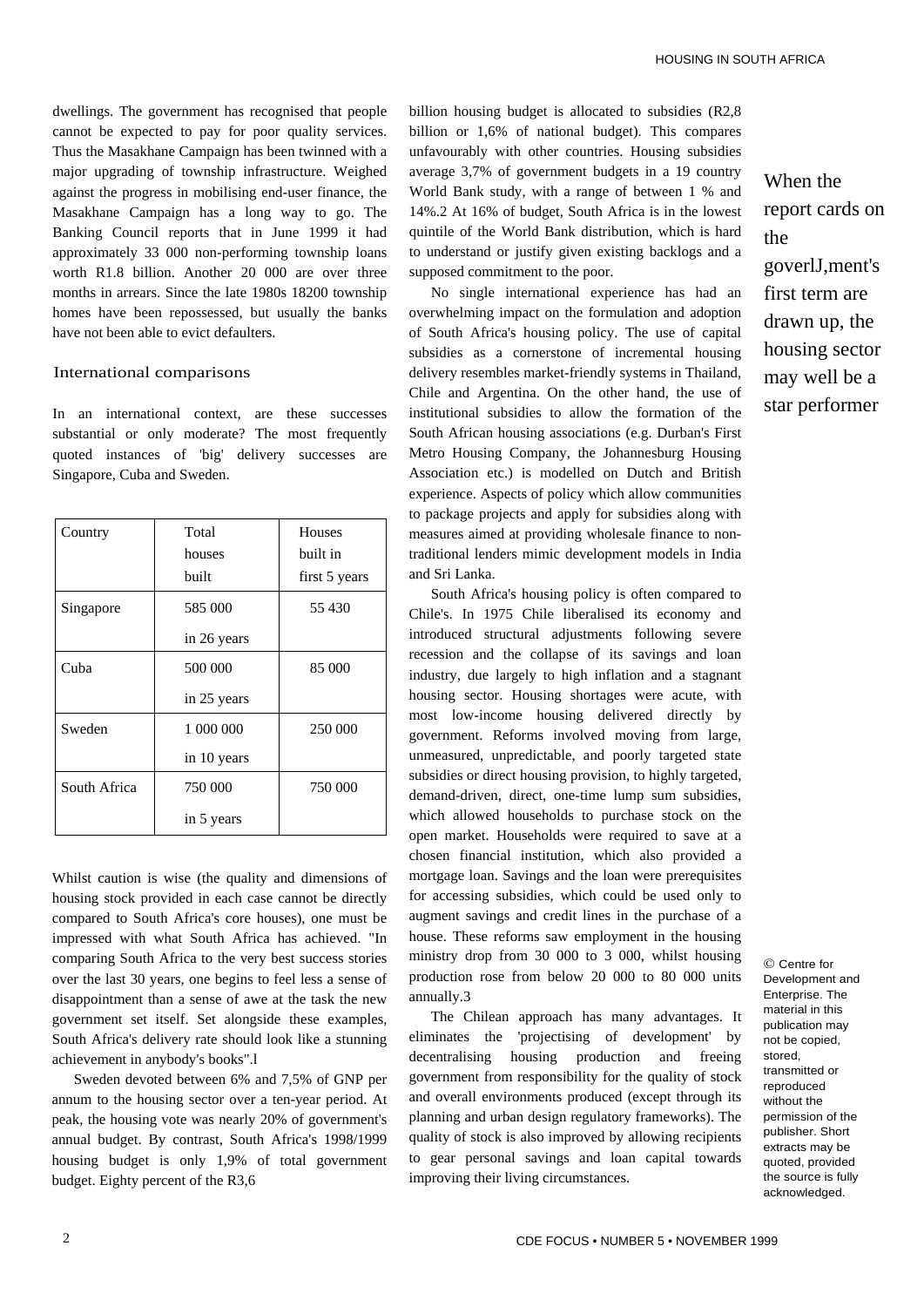dwellings. The government has recognised that people cannot be expected to pay for poor quality services. Thus the Masakhane Campaign has been twinned with a major upgrading of township infrastructure. Weighed against the progress in mobilising end-user finance, the Masakhane Campaign has a long way to go. The Banking Council reports that in June 1999 it had approximately 33 000 non-performing township loans worth R1.8 billion. Another 20 000 are over three months in arrears. Since the late 1980s 18200 township homes have been repossessed, but usually the banks have not been able to evict defaulters.

## International comparisons

In an international context, are these successes substantial or only moderate? The most frequently quoted instances of 'big' delivery successes are Singapore, Cuba and Sweden.

| Country | Total houses built | Houses built in first 5 years |
|---|---|---|
| Singapore | 585 000 in 26 years | 55 430 |
| Cuba | 500 000 in 25 years | 85 000 |
| Sweden | 1 000 000 in 10 years | 250 000 |
| South Africa | 750 000 in 5 years | 750 000 |

Whilst caution is wise (the quality and dimensions of housing stock provided in each case cannot be directly compared to South Africa's core houses), one must be impressed with what South Africa has achieved. "In comparing South Africa to the very best success stories over the last 30 years, one begins to feel less a sense of disappointment than a sense of awe at the task the new government set itself. Set alongside these examples, South Africa's delivery rate should look like a stunning achievement in anybody's books".1

Sweden devoted between 6% and 7,5% of GNP per annum to the housing sector over a ten-year period. At peak, the housing vote was nearly 20% of government's annual budget. By contrast, South Africa's 1998/1999 housing budget is only 1,9% of total government budget. Eighty percent of the R3,6 billion housing budget is allocated to subsidies (R2,8 billion or 1,6% of national budget). This compares unfavourably with other countries. Housing subsidies average 3,7% of government budgets in a 19 country World Bank study, with a range of between 1 % and 14%.2 At 16% of budget, South Africa is in the lowest quintile of the World Bank distribution, which is hard to understand or justify given existing backlogs and a supposed commitment to the poor.

No single international experience has had an overwhelming impact on the formulation and adoption of South Africa's housing policy. The use of capital subsidies as a cornerstone of incremental housing delivery resembles market-friendly systems in Thailand, Chile and Argentina. On the other hand, the use of institutional subsidies to allow the formation of the South African housing associations (e.g. Durban's First Metro Housing Company, the Johannesburg Housing Association etc.) is modelled on Dutch and British experience. Aspects of policy which allow communities to package projects and apply for subsidies along with measures aimed at providing wholesale finance to non-traditional lenders mimic development models in India and Sri Lanka.

South Africa's housing policy is often compared to Chile's. In 1975 Chile liberalised its economy and introduced structural adjustments following severe recession and the collapse of its savings and loan industry, due largely to high inflation and a stagnant housing sector. Housing shortages were acute, with most low-income housing delivered directly by government. Reforms involved moving from large, unmeasured, unpredictable, and poorly targeted state subsidies or direct housing provision, to highly targeted, demand-driven, direct, one-time lump sum subsidies, which allowed households to purchase stock on the open market. Households were required to save at a chosen financial institution, which also provided a mortgage loan. Savings and the loan were prerequisites for accessing subsidies, which could be used only to augment savings and credit lines in the purchase of a house. These reforms saw employment in the housing ministry drop from 30 000 to 3 000, whilst housing production rose from below 20 000 to 80 000 units annually.3

The Chilean approach has many advantages. It eliminates the 'projectising of development' by decentralising housing production and freeing government from responsibility for the quality of stock and overall environments produced (except through its planning and urban design regulatory frameworks). The quality of stock is also improved by allowing recipients to gear personal savings and loan capital towards improving their living circumstances.

When the report cards on the goverlJ,ment's first term are drawn up, the housing sector may well be a star performer

© Centre for Development and Enterprise. The material in this publication may not be copied, stored, transmitted or reproduced without the permission of the publisher. Short extracts may be quoted, provided the source is fully acknowledged.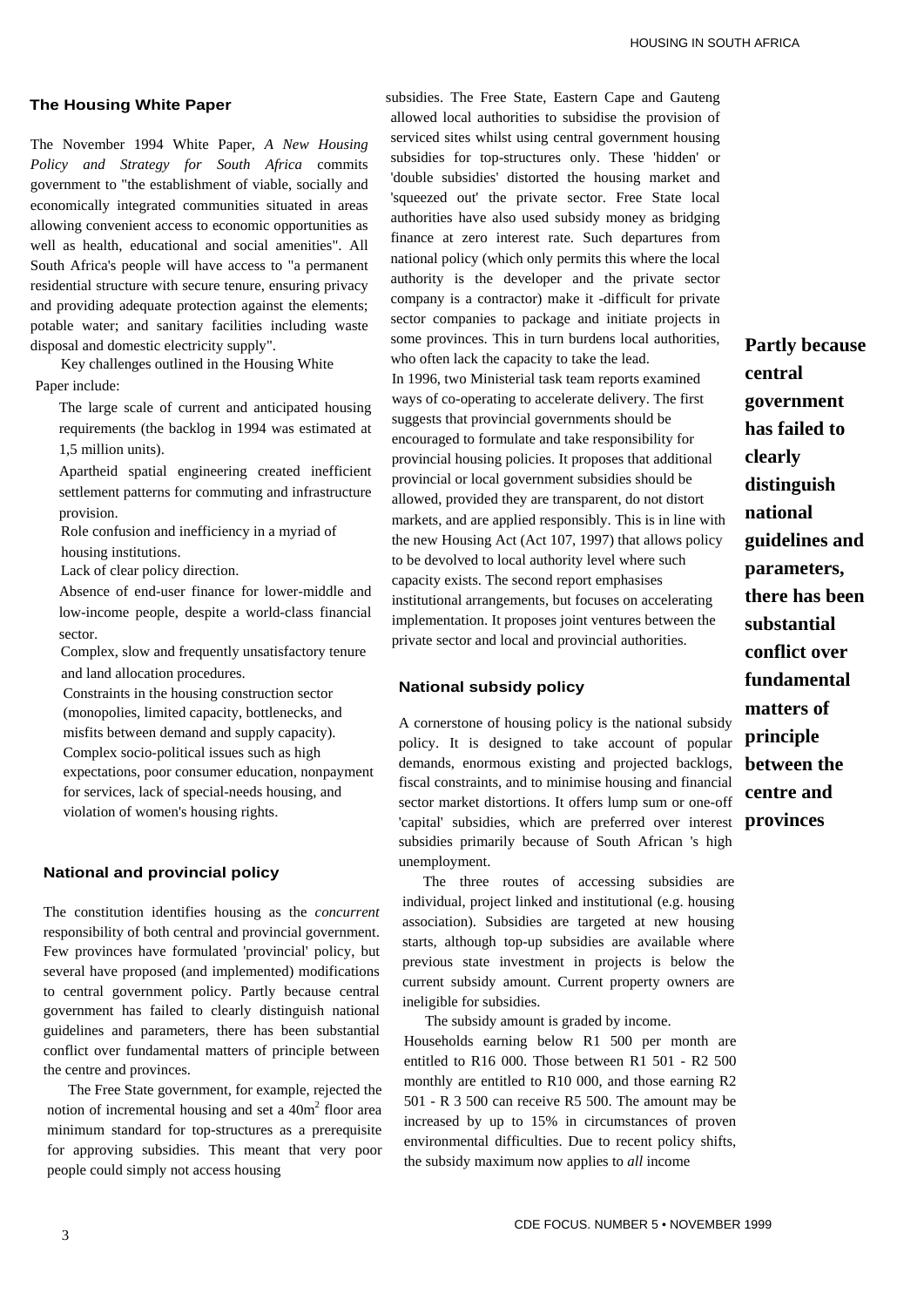## The Housing White Paper

The November 1994 White Paper, *A New Housing Policy and Strategy for South Africa* commits government to "the establishment of viable, socially and economically integrated communities situated in areas allowing convenient access to economic opportunities as well as health, educational and social amenities". All South Africa's people will have access to "a permanent residential structure with secure tenure, ensuring privacy and providing adequate protection against the elements; potable water; and sanitary facilities including waste disposal and domestic electricity supply".

Key challenges outlined in the Housing White Paper include:

- The large scale of current and anticipated housing requirements (the backlog in 1994 was estimated at 1,5 million units).
- Apartheid spatial engineering created inefficient settlement patterns for commuting and infrastructure provision.
- Role confusion and inefficiency in a myriad of housing institutions.
- Lack of clear policy direction.
- Absence of end-user finance for lower-middle and low-income people, despite a world-class financial sector.
- Complex, slow and frequently unsatisfactory tenure and land allocation procedures.
- Constraints in the housing construction sector (monopolies, limited capacity, bottlenecks, and misfits between demand and supply capacity).
- Complex socio-political issues such as high expectations, poor consumer education, nonpayment for services, lack of special-needs housing, and violation of women's housing rights.

## National and provincial policy

The constitution identifies housing as the *concurrent* responsibility of both central and provincial government. Few provinces have formulated 'provincial' policy, but several have proposed (and implemented) modifications to central government policy. Partly because central government has failed to clearly distinguish national guidelines and parameters, there has been substantial conflict over fundamental matters of principle between the centre and provinces.

The Free State government, for example, rejected the notion of incremental housing and set a 40m$^2$ floor area minimum standard for top-structures as a prerequisite for approving subsidies. This meant that very poor people could simply not access housing subsidies. The Free State, Eastern Cape and Gauteng allowed local authorities to subsidise the provision of serviced sites whilst using central government housing subsidies for top-structures only. These 'hidden' or 'double subsidies' distorted the housing market and 'squeezed out' the private sector. Free State local authorities have also used subsidy money as bridging finance at zero interest rate. Such departures from national policy (which only permits this where the local authority is the developer and the private sector company is a contractor) make it -difficult for private sector companies to package and initiate projects in some provinces. This in turn burdens local authorities, who often lack the capacity to take the lead.

**Partly because central government has failed to clearly distinguish national guidelines and parameters, there has been substantial conflict over fundamental matters of principle between the centre and provinces**

In 1996, two Ministerial task team reports examined ways of co-operating to accelerate delivery. The first suggests that provincial governments should be encouraged to formulate and take responsibility for provincial housing policies. It proposes that additional provincial or local government subsidies should be allowed, provided they are transparent, do not distort markets, and are applied responsibly. This is in line with the new Housing Act (Act 107, 1997) that allows policy to be devolved to local authority level where such capacity exists. The second report emphasises institutional arrangements, but focuses on accelerating implementation. It proposes joint ventures between the private sector and local and provincial authorities.

## National subsidy policy

A cornerstone of housing policy is the national subsidy policy. It is designed to take account of popular demands, enormous existing and projected backlogs, fiscal constraints, and to minimise housing and financial sector market distortions. It offers lump sum or one-off 'capital' subsidies, which are preferred over interest subsidies primarily because of South African 's high unemployment.

The three routes of accessing subsidies are individual, project linked and institutional (e.g. housing association). Subsidies are targeted at new housing starts, although top-up subsidies are available where previous state investment in projects is below the current subsidy amount. Current property owners are ineligible for subsidies.

The subsidy amount is graded by income. Households earning below R1 500 per month are entitled to R16 000. Those between R1 501 - R2 500 monthly are entitled to R10 000, and those earning R2 501 - R 3 500 can receive R5 500. The amount may be increased by up to 15% in circumstances of proven environmental difficulties. Due to recent policy shifts, the subsidy maximum now applies to *all* income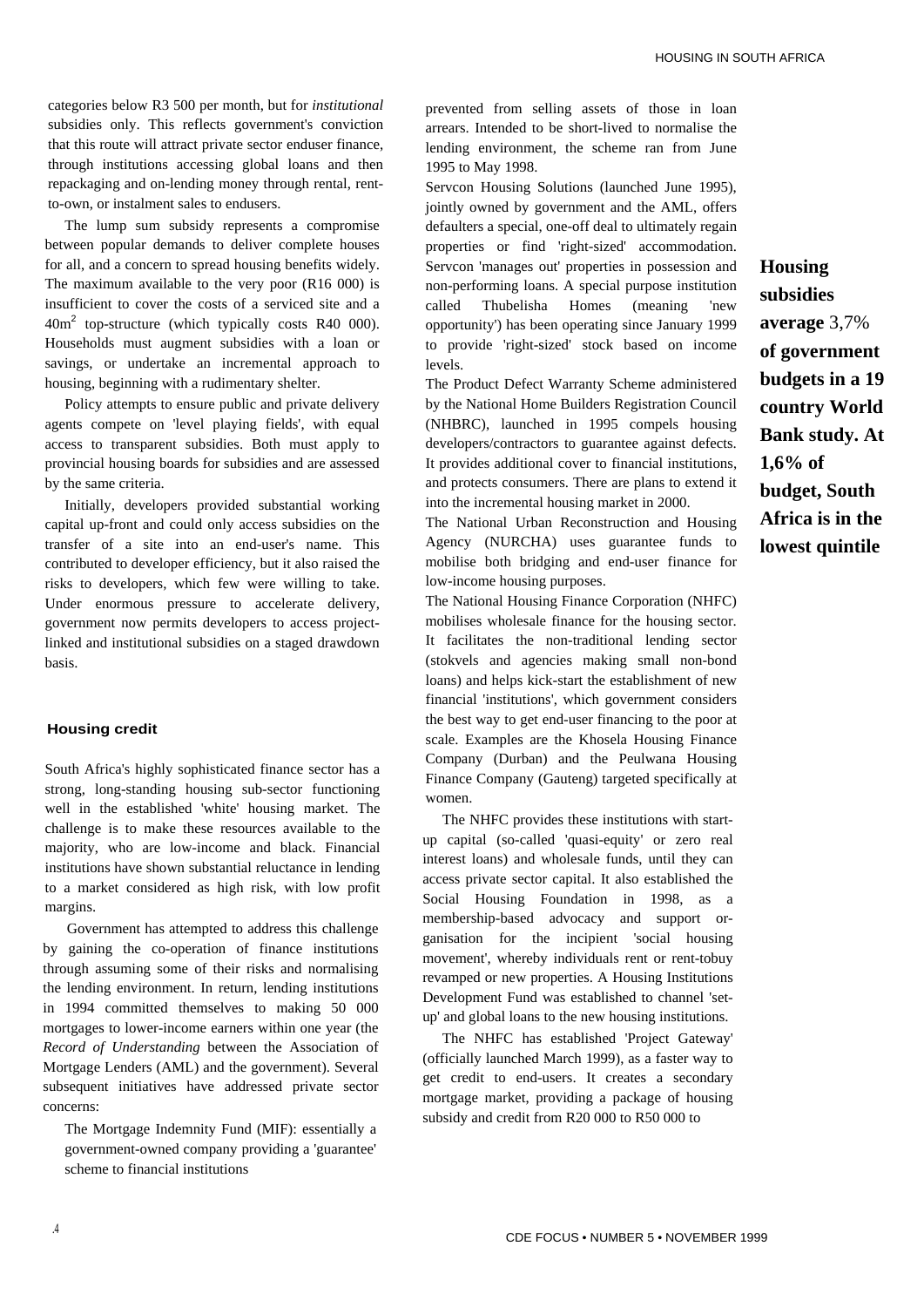categories below R3 500 per month, but for *institutional* subsidies only. This reflects government's conviction that this route will attract private sector enduser finance, through institutions accessing global loans and then repackaging and on-lending money through rental, rent-to-own, or instalment sales to endusers.

The lump sum subsidy represents a compromise between popular demands to deliver complete houses for all, and a concern to spread housing benefits widely. The maximum available to the very poor (R16 000) is insufficient to cover the costs of a serviced site and a $40m^2$ top-structure (which typically costs R40 000). Households must augment subsidies with a loan or savings, or undertake an incremental approach to housing, beginning with a rudimentary shelter.

Policy attempts to ensure public and private delivery agents compete on 'level playing fields', with equal access to transparent subsidies. Both must apply to provincial housing boards for subsidies and are assessed by the same criteria.

Initially, developers provided substantial working capital up-front and could only access subsidies on the transfer of a site into an end-user's name. This contributed to developer efficiency, but it also raised the risks to developers, which few were willing to take. Under enormous pressure to accelerate delivery, government now permits developers to access project-linked and institutional subsidies on a staged drawdown basis.

## Housing credit

South Africa's highly sophisticated finance sector has a strong, long-standing housing sub-sector functioning well in the established 'white' housing market. The challenge is to make these resources available to the majority, who are low-income and black. Financial institutions have shown substantial reluctance in lending to a market considered as high risk, with low profit margins.

Government has attempted to address this challenge by gaining the co-operation of finance institutions through assuming some of their risks and normalising the lending environment. In return, lending institutions in 1994 committed themselves to making 50 000 mortgages to lower-income earners within one year (the *Record of Understanding* between the Association of Mortgage Lenders (AML) and the government). Several subsequent initiatives have addressed private sector concerns:

The Mortgage Indemnity Fund (MIF): essentially a government-owned company providing a 'guarantee' scheme to financial institutions prevented from selling assets of those in loan arrears. Intended to be short-lived to normalise the lending environment, the scheme ran from June 1995 to May 1998.

Servcon Housing Solutions (launched June 1995), jointly owned by government and the AML, offers defaulters a special, one-off deal to ultimately regain properties or find 'right-sized' accommodation. Servcon 'manages out' properties in possession and non-performing loans. A special purpose institution called Thubelisha Homes (meaning 'new opportunity') has been operating since January 1999 to provide 'right-sized' stock based on income levels.

The Product Defect Warranty Scheme administered by the National Home Builders Registration Council (NHBRC), launched in 1995 compels housing developers/contractors to guarantee against defects. It provides additional cover to financial institutions, and protects consumers. There are plans to extend it into the incremental housing market in 2000.

The National Urban Reconstruction and Housing Agency (NURCHA) uses guarantee funds to mobilise both bridging and end-user finance for low-income housing purposes.

The National Housing Finance Corporation (NHFC) mobilises wholesale finance for the housing sector. It facilitates the non-traditional lending sector (stokvels and agencies making small non-bond loans) and helps kick-start the establishment of new financial 'institutions', which government considers the best way to get end-user financing to the poor at scale. Examples are the Khosela Housing Finance Company (Durban) and the Peulwana Housing Finance Company (Gauteng) targeted specifically at women.

The NHFC provides these institutions with start-up capital (so-called 'quasi-equity' or zero real interest loans) and wholesale funds, until they can access private sector capital. It also established the Social Housing Foundation in 1998, as a membership-based advocacy and support organisation for the incipient 'social housing movement', whereby individuals rent or rent-tobuy revamped or new properties. A Housing Institutions Development Fund was established to channel 'set-up' and global loans to the new housing institutions.

The NHFC has established 'Project Gateway' (officially launched March 1999), as a faster way to get credit to end-users. It creates a secondary mortgage market, providing a package of housing subsidy and credit from R20 000 to R50 000 to

**Housing subsidies average 3,7% of government budgets in a 19 country World Bank study. At 1,6% of budget, South Africa is in the lowest quintile**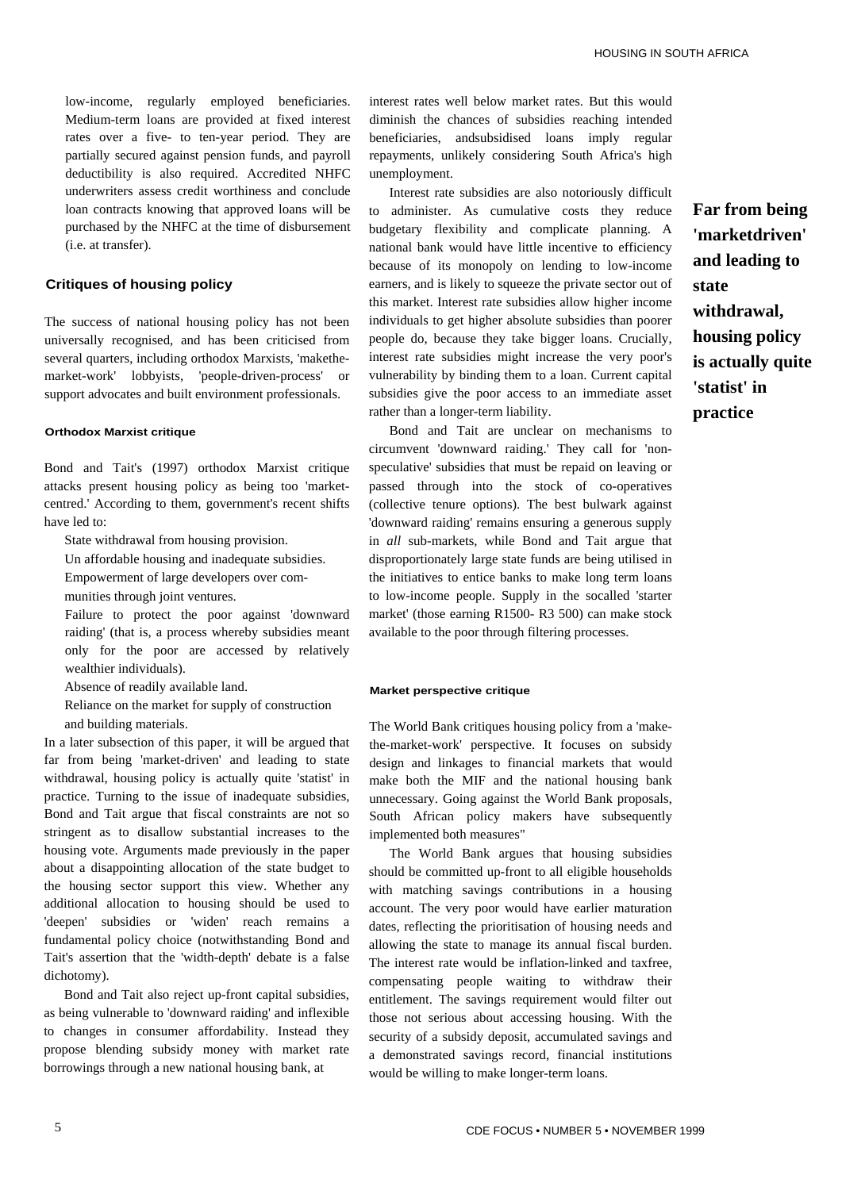low-income, regularly employed beneficiaries. Medium-term loans are provided at fixed interest rates over a five- to ten-year period. They are partially secured against pension funds, and payroll deductibility is also required. Accredited NHFC underwriters assess credit worthiness and conclude loan contracts knowing that approved loans will be purchased by the NHFC at the time of disbursement (i.e. at transfer).

## Critiques of housing policy

The success of national housing policy has not been universally recognised, and has been criticised from several quarters, including orthodox Marxists, 'makethe-market-work' lobbyists, 'people-driven-process' or support advocates and built environment professionals.

### Orthodox Marxist critique

Bond and Tait's (1997) orthodox Marxist critique attacks present housing policy as being too 'market-centred.' According to them, government's recent shifts have led to:

- State withdrawal from housing provision.
- Un affordable housing and inadequate subsidies.
- Empowerment of large developers over communities through joint ventures.
- Failure to protect the poor against 'downward raiding' (that is, a process whereby subsidies meant only for the poor are accessed by relatively wealthier individuals).
- Absence of readily available land.
- Reliance on the market for supply of construction and building materials.

In a later subsection of this paper, it will be argued that far from being 'market-driven' and leading to state withdrawal, housing policy is actually quite 'statist' in practice. Turning to the issue of inadequate subsidies, Bond and Tait argue that fiscal constraints are not so stringent as to disallow substantial increases to the housing vote. Arguments made previously in the paper about a disappointing allocation of the state budget to the housing sector support this view. Whether any additional allocation to housing should be used to 'deepen' subsidies or 'widen' reach remains a fundamental policy choice (notwithstanding Bond and Tait's assertion that the 'width-depth' debate is a false dichotomy).

Bond and Tait also reject up-front capital subsidies, as being vulnerable to 'downward raiding' and inflexible to changes in consumer affordability. Instead they propose blending subsidy money with market rate borrowings through a new national housing bank, at interest rates well below market rates. But this would diminish the chances of subsidies reaching intended beneficiaries, andsubsidised loans imply regular repayments, unlikely considering South Africa's high unemployment.

Interest rate subsidies are also notoriously difficult to administer. As cumulative costs they reduce budgetary flexibility and complicate planning. A national bank would have little incentive to efficiency because of its monopoly on lending to low-income earners, and is likely to squeeze the private sector out of this market. Interest rate subsidies allow higher income individuals to get higher absolute subsidies than poorer people do, because they take bigger loans. Crucially, interest rate subsidies might increase the very poor's vulnerability by binding them to a loan. Current capital subsidies give the poor access to an immediate asset rather than a longer-term liability.

**Far from being 'marketdriven' and leading to state withdrawal, housing policy is actually quite 'statist' in practice**

Bond and Tait are unclear on mechanisms to circumvent 'downward raiding.' They call for 'non-speculative' subsidies that must be repaid on leaving or passed through into the stock of co-operatives (collective tenure options). The best bulwark against 'downward raiding' remains ensuring a generous supply in *all* sub-markets, while Bond and Tait argue that disproportionately large state funds are being utilised in the initiatives to entice banks to make long term loans to low-income people. Supply in the socalled 'starter market' (those earning R1500- R3 500) can make stock available to the poor through filtering processes.

### Market perspective critique

The World Bank critiques housing policy from a 'make-the-market-work' perspective. It focuses on subsidy design and linkages to financial markets that would make both the MIF and the national housing bank unnecessary. Going against the World Bank proposals, South African policy makers have subsequently implemented both measures"

The World Bank argues that housing subsidies should be committed up-front to all eligible households with matching savings contributions in a housing account. The very poor would have earlier maturation dates, reflecting the prioritisation of housing needs and allowing the state to manage its annual fiscal burden. The interest rate would be inflation-linked and taxfree, compensating people waiting to withdraw their entitlement. The savings requirement would filter out those not serious about accessing housing. With the security of a subsidy deposit, accumulated savings and a demonstrated savings record, financial institutions would be willing to make longer-term loans.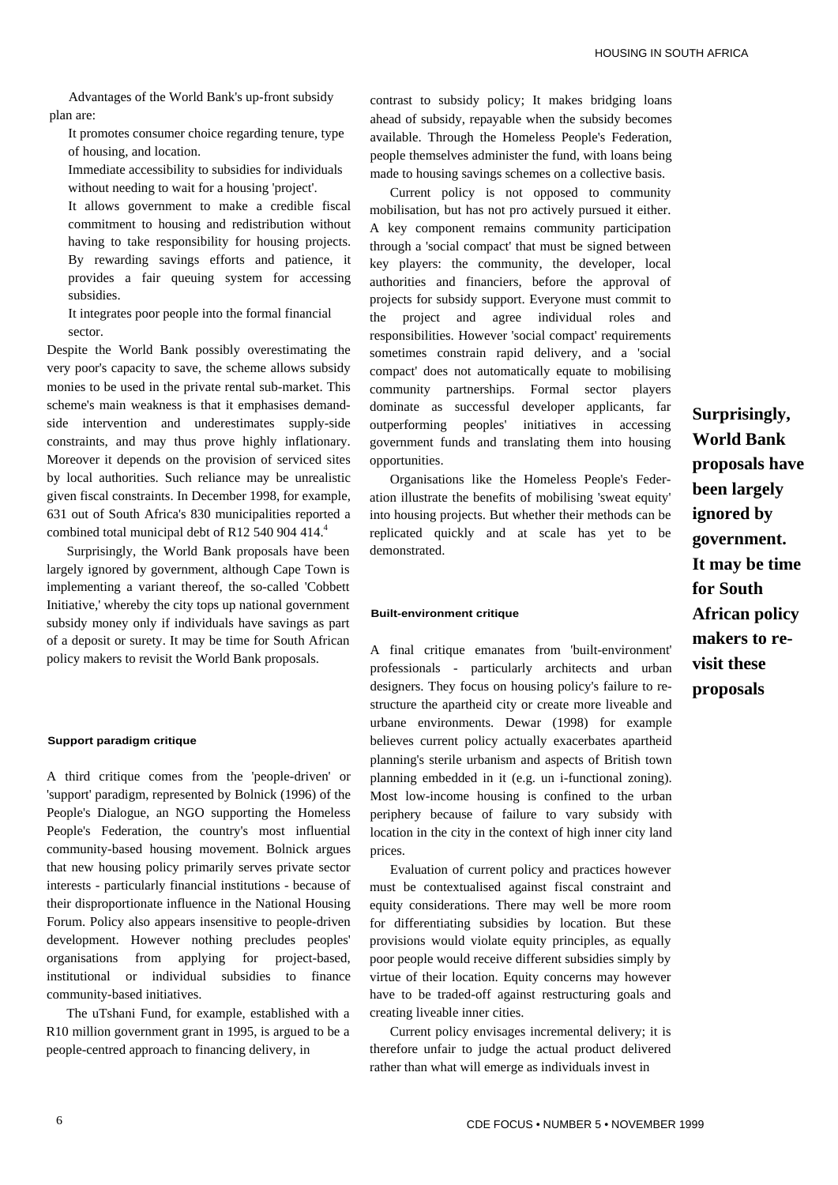Advantages of the World Bank's up-front subsidy plan are:

- It promotes consumer choice regarding tenure, type of housing, and location.
- Immediate accessibility to subsidies for individuals without needing to wait for a housing 'project'.
- It allows government to make a credible fiscal commitment to housing and redistribution without having to take responsibility for housing projects. By rewarding savings efforts and patience, it provides a fair queuing system for accessing subsidies.
- It integrates poor people into the formal financial sector.

Despite the World Bank possibly overestimating the very poor's capacity to save, the scheme allows subsidy monies to be used in the private rental sub-market. This scheme's main weakness is that it emphasises demand-side intervention and underestimates supply-side constraints, and may thus prove highly inflationary. Moreover it depends on the provision of serviced sites by local authorities. Such reliance may be unrealistic given fiscal constraints. In December 1998, for example, 631 out of South Africa's 830 municipalities reported a combined total municipal debt of R12 540 904 414.[4]

Surprisingly, the World Bank proposals have been largely ignored by government, although Cape Town is implementing a variant thereof, the so-called 'Cobbett Initiative,' whereby the city tops up national government subsidy money only if individuals have savings as part of a deposit or surety. It may be time for South African policy makers to revisit the World Bank proposals.

### Support paradigm critique

A third critique comes from the 'people-driven' or 'support' paradigm, represented by Bolnick (1996) of the People's Dialogue, an NGO supporting the Homeless People's Federation, the country's most influential community-based housing movement. Bolnick argues that new housing policy primarily serves private sector interests - particularly financial institutions - because of their disproportionate influence in the National Housing Forum. Policy also appears insensitive to people-driven development. However nothing precludes peoples' organisations from applying for project-based, institutional or individual subsidies to finance community-based initiatives.

The uTshani Fund, for example, established with a R10 million government grant in 1995, is argued to be a people-centred approach to financing delivery, in contrast to subsidy policy; It makes bridging loans ahead of subsidy, repayable when the subsidy becomes available. Through the Homeless People's Federation, people themselves administer the fund, with loans being made to housing savings schemes on a collective basis.

Current policy is not opposed to community mobilisation, but has not pro actively pursued it either. A key component remains community participation through a 'social compact' that must be signed between key players: the community, the developer, local authorities and financiers, before the approval of projects for subsidy support. Everyone must commit to the project and agree individual roles and responsibilities. However 'social compact' requirements sometimes constrain rapid delivery, and a 'social compact' does not automatically equate to mobilising community partnerships. Formal sector players dominate as successful developer applicants, far outperforming peoples' initiatives in accessing government funds and translating them into housing opportunities.

Organisations like the Homeless People's Federation illustrate the benefits of mobilising 'sweat equity' into housing projects. But whether their methods can be replicated quickly and at scale has yet to be demonstrated.

### Built-environment critique

A final critique emanates from 'built-environment' professionals - particularly architects and urban designers. They focus on housing policy's failure to restructure the apartheid city or create more liveable and urbane environments. Dewar (1998) for example believes current policy actually exacerbates apartheid planning's sterile urbanism and aspects of British town planning embedded in it (e.g. un i-functional zoning). Most low-income housing is confined to the urban periphery because of failure to vary subsidy with location in the city in the context of high inner city land prices.

Evaluation of current policy and practices however must be contextualised against fiscal constraint and equity considerations. There may well be more room for differentiating subsidies by location. But these provisions would violate equity principles, as equally poor people would receive different subsidies simply by virtue of their location. Equity concerns may however have to be traded-off against restructuring goals and creating liveable inner cities.

Current policy envisages incremental delivery; it is therefore unfair to judge the actual product delivered rather than what will emerge as individuals invest in

**Surprisingly, World Bank proposals have been largely ignored by government. It may be time for South African policy makers to re-visit these proposals**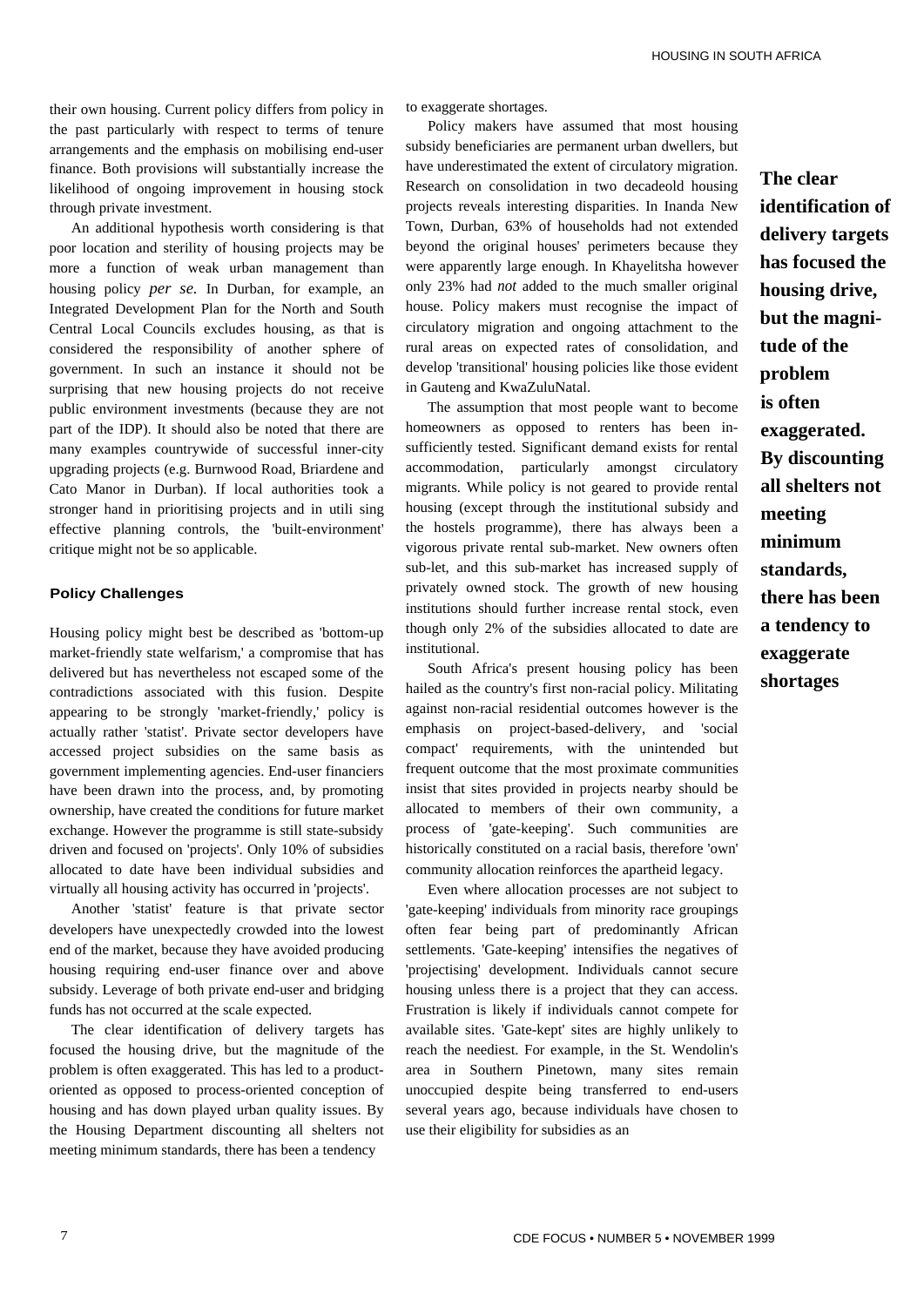their own housing. Current policy differs from policy in the past particularly with respect to terms of tenure arrangements and the emphasis on mobilising end-user finance. Both provisions will substantially increase the likelihood of ongoing improvement in housing stock through private investment.

An additional hypothesis worth considering is that poor location and sterility of housing projects may be more a function of weak urban management than housing policy *per se.* In Durban, for example, an Integrated Development Plan for the North and South Central Local Councils excludes housing, as that is considered the responsibility of another sphere of government. In such an instance it should not be surprising that new housing projects do not receive public environment investments (because they are not part of the IDP). It should also be noted that there are many examples countrywide of successful inner-city upgrading projects (e.g. Burnwood Road, Briardene and Cato Manor in Durban). If local authorities took a stronger hand in prioritising projects and in utili sing effective planning controls, the 'built-environment' critique might not be so applicable.

### Policy Challenges

Housing policy might best be described as 'bottom-up market-friendly state welfarism,' a compromise that has delivered but has nevertheless not escaped some of the contradictions associated with this fusion. Despite appearing to be strongly 'market-friendly,' policy is actually rather 'statist'. Private sector developers have accessed project subsidies on the same basis as government implementing agencies. End-user financiers have been drawn into the process, and, by promoting ownership, have created the conditions for future market exchange. However the programme is still state-subsidy driven and focused on 'projects'. Only 10% of subsidies allocated to date have been individual subsidies and virtually all housing activity has occurred in 'projects'.

Another 'statist' feature is that private sector developers have unexpectedly crowded into the lowest end of the market, because they have avoided producing housing requiring end-user finance over and above subsidy. Leverage of both private end-user and bridging funds has not occurred at the scale expected.

The clear identification of delivery targets has focused the housing drive, but the magnitude of the problem is often exaggerated. This has led to a product-oriented as opposed to process-oriented conception of housing and has down played urban quality issues. By the Housing Department discounting all shelters not meeting minimum standards, there has been a tendency to exaggerate shortages.

Policy makers have assumed that most housing subsidy beneficiaries are permanent urban dwellers, but have underestimated the extent of circulatory migration. Research on consolidation in two decadeold housing projects reveals interesting disparities. In Inanda New Town, Durban, 63% of households had not extended beyond the original houses' perimeters because they were apparently large enough. In Khayelitsha however only 23% had *not* added to the much smaller original house. Policy makers must recognise the impact of circulatory migration and ongoing attachment to the rural areas on expected rates of consolidation, and develop 'transitional' housing policies like those evident in Gauteng and KwaZuluNatal.

**The clear identification of delivery targets has focused the housing drive, but the magnitude of the problem is often exaggerated. By discounting all shelters not meeting minimum standards, there has been a tendency to exaggerate shortages**

The assumption that most people want to become homeowners as opposed to renters has been insufficiently tested. Significant demand exists for rental accommodation, particularly amongst circulatory migrants. While policy is not geared to provide rental housing (except through the institutional subsidy and the hostels programme), there has always been a vigorous private rental sub-market. New owners often sub-let, and this sub-market has increased supply of privately owned stock. The growth of new housing institutions should further increase rental stock, even though only 2% of the subsidies allocated to date are institutional.

South Africa's present housing policy has been hailed as the country's first non-racial policy. Militating against non-racial residential outcomes however is the emphasis on project-based-delivery, and 'social compact' requirements, with the unintended but frequent outcome that the most proximate communities insist that sites provided in projects nearby should be allocated to members of their own community, a process of 'gate-keeping'. Such communities are historically constituted on a racial basis, therefore 'own' community allocation reinforces the apartheid legacy.

Even where allocation processes are not subject to 'gate-keeping' individuals from minority race groupings often fear being part of predominantly African settlements. 'Gate-keeping' intensifies the negatives of 'projectising' development. Individuals cannot secure housing unless there is a project that they can access. Frustration is likely if individuals cannot compete for available sites. 'Gate-kept' sites are highly unlikely to reach the neediest. For example, in the St. Wendolin's area in Southern Pinetown, many sites remain unoccupied despite being transferred to end-users several years ago, because individuals have chosen to use their eligibility for subsidies as an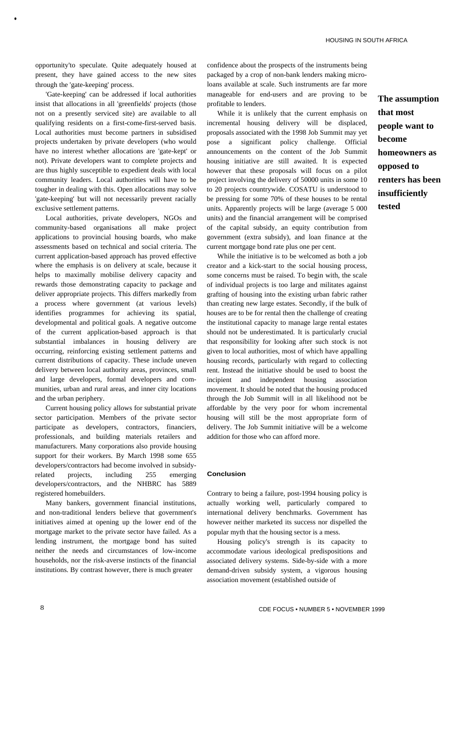opportunity'to speculate. Quite adequately housed at present, they have gained access to the new sites through the 'gate-keeping' process.

'Gate-keeping' can be addressed if local authorities insist that allocations in all 'greenfields' projects (those not on a presently serviced site) are available to all qualifying residents on a first-come-first-served basis. Local authorities must become partners in subsidised projects undertaken by private developers (who would have no interest whether allocations are 'gate-kept' or not). Private developers want to complete projects and are thus highly susceptible to expedient deals with local community leaders. Local authorities will have to be tougher in dealing with this. Open allocations may solve 'gate-keeping' but will not necessarily prevent racially exclusive settlement patterns.

Local authorities, private developers, NGOs and community-based organisations all make project applications to provincial housing boards, who make assessments based on technical and social criteria. The current application-based approach has proved effective where the emphasis is on delivery at scale, because it helps to maximally mobilise delivery capacity and rewards those demonstrating capacity to package and deliver appropriate projects. This differs markedly from a process where government (at various levels) identifies programmes for achieving its spatial, developmental and political goals. A negative outcome of the current application-based approach is that substantial imbalances in housing delivery are occurring, reinforcing existing settlement patterns and current distributions of capacity. These include uneven delivery between local authority areas, provinces, small and large developers, formal developers and communities, urban and rural areas, and inner city locations and the urban periphery.

Current housing policy allows for substantial private sector participation. Members of the private sector participate as developers, contractors, financiers, professionals, and building materials retailers and manufacturers. Many corporations also provide housing support for their workers. By March 1998 some 655 developers/contractors had become involved in subsidy-related projects, including 255 emerging developers/contractors, and the NHBRC has 5889 registered homebuilders.

Many bankers, government financial institutions, and non-traditional lenders believe that government's initiatives aimed at opening up the lower end of the mortgage market to the private sector have failed. As a lending instrument, the mortgage bond has suited neither the needs and circumstances of low-income households, nor the risk-averse instincts of the financial institutions. By contrast however, there is much greater confidence about the prospects of the instruments being packaged by a crop of non-bank lenders making micro-loans available at scale. Such instruments are far more manageable for end-users and are proving to be profitable to lenders.

While it is unlikely that the current emphasis on incremental housing delivery will be displaced, proposals associated with the 1998 Job Summit may yet pose a significant policy challenge. Official announcements on the content of the Job Summit housing initiative are still awaited. It is expected however that these proposals will focus on a pilot project involving the delivery of 50000 units in some 10 to 20 projects countrywide. COSATU is understood to be pressing for some 70% of these houses to be rental units. Apparently projects will be large (average 5 000 units) and the financial arrangement will be comprised of the capital subsidy, an equity contribution from government (extra subsidy), and loan finance at the current mortgage bond rate plus one per cent.

**The assumption that most people want to become homeowners as opposed to renters has been insufficiently tested**

While the initiative is to be welcomed as both a job creator and a kick-start to the social housing process, some concerns must be raised. To begin with, the scale of individual projects is too large and militates against grafting of housing into the existing urban fabric rather than creating new large estates. Secondly, if the bulk of houses are to be for rental then the challenge of creating the institutional capacity to manage large rental estates should not be underestimated. It is particularly crucial that responsibility for looking after such stock is not given to local authorities, most of which have appalling housing records, particularly with regard to collecting rent. Instead the initiative should be used to boost the incipient and independent housing association movement. It should be noted that the housing produced through the Job Summit will in all likelihood not be affordable by the very poor for whom incremental housing will still be the most appropriate form of delivery. The Job Summit initiative will be a welcome addition for those who can afford more.

## Conclusion

Contrary to being a failure, post-1994 housing policy is actually working well, particularly compared to international delivery benchmarks. Government has however neither marketed its success nor dispelled the popular myth that the housing sector is a mess.

Housing policy's strength is its capacity to accommodate various ideological predispositions and associated delivery systems. Side-by-side with a more demand-driven subsidy system, a vigorous housing association movement (established outside of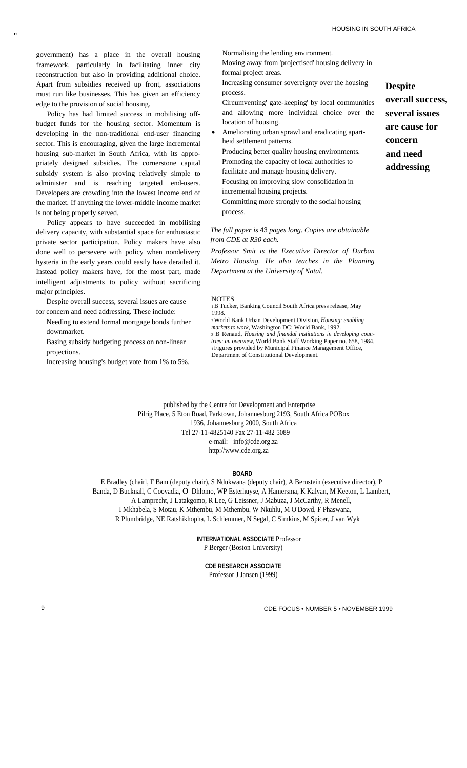government) has a place in the overall housing framework, particularly in facilitating inner city reconstruction but also in providing additional choice. Apart from subsidies received up front, associations must run like businesses. This has given an efficiency edge to the provision of social housing.

Policy has had limited success in mobilising off-budget funds for the housing sector. Momentum is developing in the non-traditional end-user financing sector. This is encouraging, given the large incremental housing sub-market in South Africa, with its appropriately designed subsidies. The cornerstone capital subsidy system is also proving relatively simple to administer and is reaching targeted end-users. Developers are crowding into the lowest income end of the market. If anything the lower-middle income market is not being properly served.

Policy appears to have succeeded in mobilising delivery capacity, with substantial space for enthusiastic private sector participation. Policy makers have also done well to persevere with policy when nondelivery hysteria in the early years could easily have derailed it. Instead policy makers have, for the most part, made intelligent adjustments to policy without sacrificing major principles.

Despite overall success, several issues are cause for concern and need addressing. These include:

- Needing to extend formal mortgage bonds further downmarket.
- Basing subsidy budgeting process on non-linear projections.
- Increasing housing's budget vote from 1% to 5%.
- Normalising the lending environment.
- Moving away from 'projectised' housing delivery in formal project areas.
- Increasing consumer sovereignty over the housing process.
- Circumventing' gate-keeping' by local communities and allowing more individual choice over the location of housing.
- Ameliorating urban sprawl and eradicating apartheid settlement patterns.
- Producing better quality housing environments.
- Promoting the capacity of local authorities to facilitate and manage housing delivery.
- Focusing on improving slow consolidation in incremental housing projects.
- Committing more strongly to the social housing process.

**Despite overall success, several issues are cause for concern and need addressing**

*The full paper is 43 pages long. Copies are obtainable from CDE at R30 each.*

*Professor Smit is the Executive Director of Durban Metro Housing. He also teaches in the Planning Department at the University of Natal.*

NOTES

1 B Tucker, Banking Council South Africa press release, May 1998.

2 World Bank Urban Development Division, *Housing: enabling markets to work*, Washington DC: World Bank, 1992.

3 B Renaud, *Housing and finandal institutions in developing countries: an overview*, World Bank Staff Working Paper no. 658, 1984.

4 Figures provided by Municipal Finance Management Office, Department of Constitutional Development.

published by the Centre for Development and Enterprise
Pilrig Place, 5 Eton Road, Parktown, Johannesburg 2193, South Africa POBox 1936, Johannesburg 2000, South Africa
Tel 27-11-4825140 Fax 27-11-482 5089
e-mail: info@cde.org.za
http://www.cde.org.za

**BOARD**

E Bradley (chairl, F Bam (deputy chair), S Ndukwana (deputy chair), A Bernstein (executive director), P Banda, D Bucknall, C Coovadia, O Dhlomo, WP Esterhuyse, A Hamersma, K Kalyan, M Keeton, L Lambert, A Lamprecht, J Latakgomo, R Lee, G Leissner, J Mabuza, J McCarthy, R Menell, I Mkhabela, S Motau, K Mthembu, M Mthembu, W Nkuhlu, M O'Dowd, F Phaswana, R Plumbridge, NE Ratshikhopha, L Schlemmer, N Segal, C Simkins, M Spicer, J van Wyk

**INTERNATIONAL ASSOCIATE** Professor P Berger (Boston University)

**CDE RESEARCH ASSOCIATE**
Professor J Jansen (1999)